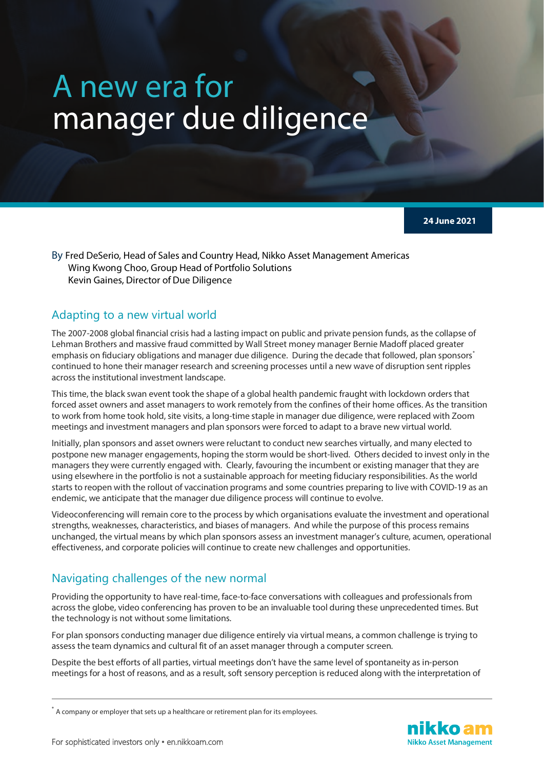# A new era for manager due diligence

**24 June 2021**

By Fred DeSerio, Head of Sales and Country Head, Nikko Asset Management Americas
Wing Kwong Choo, Group Head of Portfolio Solutions
Kevin Gaines, Director of Due Diligence

## Adapting to a new virtual world

The 2007-2008 global financial crisis had a lasting impact on public and private pension funds, as the collapse of Lehman Brothers and massive fraud committed by Wall Street money manager Bernie Madoff placed greater emphasis on fiduciary obligations and manager due diligence. During the decade that followed, plan sponsors* continued to hone their manager research and screening processes until a new wave of disruption sent ripples across the institutional investment landscape.

This time, the black swan event took the shape of a global health pandemic fraught with lockdown orders that forced asset owners and asset managers to work remotely from the confines of their home offices. As the transition to work from home took hold, site visits, a long-time staple in manager due diligence, were replaced with Zoom meetings and investment managers and plan sponsors were forced to adapt to a brave new virtual world.

Initially, plan sponsors and asset owners were reluctant to conduct new searches virtually, and many elected to postpone new manager engagements, hoping the storm would be short-lived. Others decided to invest only in the managers they were currently engaged with. Clearly, favouring the incumbent or existing manager that they are using elsewhere in the portfolio is not a sustainable approach for meeting fiduciary responsibilities. As the world starts to reopen with the rollout of vaccination programs and some countries preparing to live with COVID-19 as an endemic, we anticipate that the manager due diligence process will continue to evolve.

Videoconferencing will remain core to the process by which organisations evaluate the investment and operational strengths, weaknesses, characteristics, and biases of managers. And while the purpose of this process remains unchanged, the virtual means by which plan sponsors assess an investment manager's culture, acumen, operational effectiveness, and corporate policies will continue to create new challenges and opportunities.

## Navigating challenges of the new normal

Providing the opportunity to have real-time, face-to-face conversations with colleagues and professionals from across the globe, video conferencing has proven to be an invaluable tool during these unprecedented times. But the technology is not without some limitations.

For plan sponsors conducting manager due diligence entirely via virtual means, a common challenge is trying to assess the team dynamics and cultural fit of an asset manager through a computer screen.

Despite the best efforts of all parties, virtual meetings don't have the same level of spontaneity as in-person meetings for a host of reasons, and as a result, soft sensory perception is reduced along with the interpretation of

* A company or employer that sets up a healthcare or retirement plan for its employees.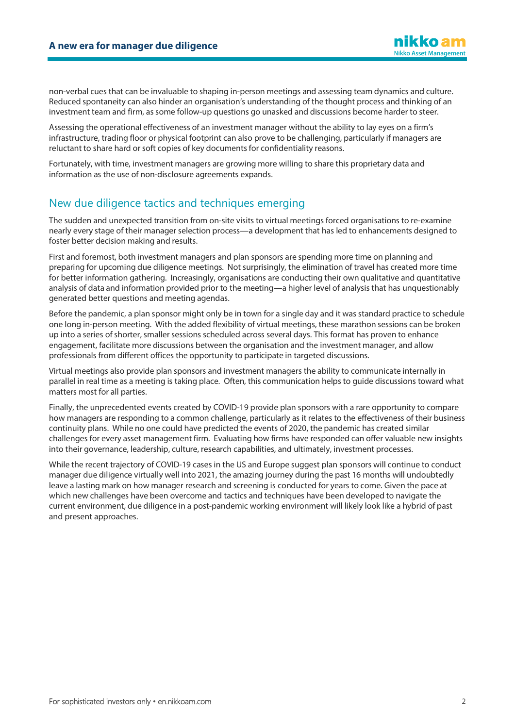non-verbal cues that can be invaluable to shaping in-person meetings and assessing team dynamics and culture. Reduced spontaneity can also hinder an organisation's understanding of the thought process and thinking of an investment team and firm, as some follow-up questions go unasked and discussions become harder to steer.

Assessing the operational effectiveness of an investment manager without the ability to lay eyes on a firm's infrastructure, trading floor or physical footprint can also prove to be challenging, particularly if managers are reluctant to share hard or soft copies of key documents for confidentiality reasons.

Fortunately, with time, investment managers are growing more willing to share this proprietary data and information as the use of non-disclosure agreements expands.

## New due diligence tactics and techniques emerging

The sudden and unexpected transition from on-site visits to virtual meetings forced organisations to re-examine nearly every stage of their manager selection process—a development that has led to enhancements designed to foster better decision making and results.

First and foremost, both investment managers and plan sponsors are spending more time on planning and preparing for upcoming due diligence meetings. Not surprisingly, the elimination of travel has created more time for better information gathering. Increasingly, organisations are conducting their own qualitative and quantitative analysis of data and information provided prior to the meeting—a higher level of analysis that has unquestionably generated better questions and meeting agendas.

Before the pandemic, a plan sponsor might only be in town for a single day and it was standard practice to schedule one long in-person meeting. With the added flexibility of virtual meetings, these marathon sessions can be broken up into a series of shorter, smaller sessions scheduled across several days. This format has proven to enhance engagement, facilitate more discussions between the organisation and the investment manager, and allow professionals from different offices the opportunity to participate in targeted discussions.

Virtual meetings also provide plan sponsors and investment managers the ability to communicate internally in parallel in real time as a meeting is taking place. Often, this communication helps to guide discussions toward what matters most for all parties.

Finally, the unprecedented events created by COVID-19 provide plan sponsors with a rare opportunity to compare how managers are responding to a common challenge, particularly as it relates to the effectiveness of their business continuity plans. While no one could have predicted the events of 2020, the pandemic has created similar challenges for every asset management firm. Evaluating how firms have responded can offer valuable new insights into their governance, leadership, culture, research capabilities, and ultimately, investment processes.

While the recent trajectory of COVID-19 cases in the US and Europe suggest plan sponsors will continue to conduct manager due diligence virtually well into 2021, the amazing journey during the past 16 months will undoubtedly leave a lasting mark on how manager research and screening is conducted for years to come. Given the pace at which new challenges have been overcome and tactics and techniques have been developed to navigate the current environment, due diligence in a post-pandemic working environment will likely look like a hybrid of past and present approaches.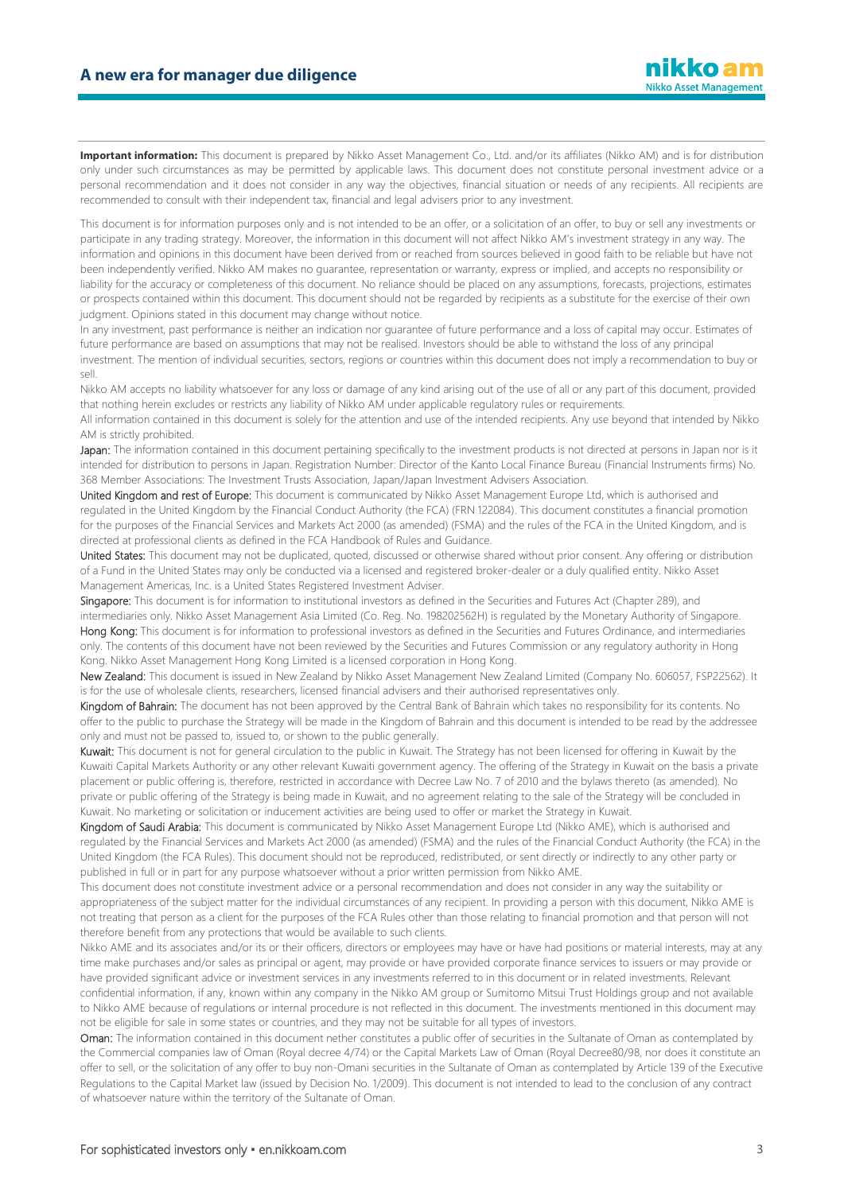**Important information:** This document is prepared by Nikko Asset Management Co., Ltd. and/or its affiliates (Nikko AM) and is for distribution only under such circumstances as may be permitted by applicable laws. This document does not constitute personal investment advice or a personal recommendation and it does not consider in any way the objectives, financial situation or needs of any recipients. All recipients are recommended to consult with their independent tax, financial and legal advisers prior to any investment.

This document is for information purposes only and is not intended to be an offer, or a solicitation of an offer, to buy or sell any investments or participate in any trading strategy. Moreover, the information in this document will not affect Nikko AM's investment strategy in any way. The information and opinions in this document have been derived from or reached from sources believed in good faith to be reliable but have not been independently verified. Nikko AM makes no guarantee, representation or warranty, express or implied, and accepts no responsibility or liability for the accuracy or completeness of this document. No reliance should be placed on any assumptions, forecasts, projections, estimates or prospects contained within this document. This document should not be regarded by recipients as a substitute for the exercise of their own judgment. Opinions stated in this document may change without notice.

In any investment, past performance is neither an indication nor guarantee of future performance and a loss of capital may occur. Estimates of future performance are based on assumptions that may not be realised. Investors should be able to withstand the loss of any principal investment. The mention of individual securities, sectors, regions or countries within this document does not imply a recommendation to buy or sell.

Nikko AM accepts no liability whatsoever for any loss or damage of any kind arising out of the use of all or any part of this document, provided that nothing herein excludes or restricts any liability of Nikko AM under applicable regulatory rules or requirements.

All information contained in this document is solely for the attention and use of the intended recipients. Any use beyond that intended by Nikko AM is strictly prohibited.

Japan: The information contained in this document pertaining specifically to the investment products is not directed at persons in Japan nor is it intended for distribution to persons in Japan. Registration Number: Director of the Kanto Local Finance Bureau (Financial Instruments firms) No. 368 Member Associations: The Investment Trusts Association, Japan/Japan Investment Advisers Association.

United Kingdom and rest of Europe: This document is communicated by Nikko Asset Management Europe Ltd, which is authorised and regulated in the United Kingdom by the Financial Conduct Authority (the FCA) (FRN 122084). This document constitutes a financial promotion for the purposes of the Financial Services and Markets Act 2000 (as amended) (FSMA) and the rules of the FCA in the United Kingdom, and is directed at professional clients as defined in the FCA Handbook of Rules and Guidance.

United States: This document may not be duplicated, quoted, discussed or otherwise shared without prior consent. Any offering or distribution of a Fund in the United States may only be conducted via a licensed and registered broker-dealer or a duly qualified entity. Nikko Asset Management Americas, Inc. is a United States Registered Investment Adviser.

Singapore: This document is for information to institutional investors as defined in the Securities and Futures Act (Chapter 289), and intermediaries only. Nikko Asset Management Asia Limited (Co. Reg. No. 198202562H) is regulated by the Monetary Authority of Singapore.

Hong Kong: This document is for information to professional investors as defined in the Securities and Futures Ordinance, and intermediaries only. The contents of this document have not been reviewed by the Securities and Futures Commission or any regulatory authority in Hong Kong. Nikko Asset Management Hong Kong Limited is a licensed corporation in Hong Kong.

New Zealand: This document is issued in New Zealand by Nikko Asset Management New Zealand Limited (Company No. 606057, FSP22562). It is for the use of wholesale clients, researchers, licensed financial advisers and their authorised representatives only.

Kingdom of Bahrain: The document has not been approved by the Central Bank of Bahrain which takes no responsibility for its contents. No offer to the public to purchase the Strategy will be made in the Kingdom of Bahrain and this document is intended to be read by the addressee only and must not be passed to, issued to, or shown to the public generally.

Kuwait: This document is not for general circulation to the public in Kuwait. The Strategy has not been licensed for offering in Kuwait by the Kuwaiti Capital Markets Authority or any other relevant Kuwaiti government agency. The offering of the Strategy in Kuwait on the basis a private placement or public offering is, therefore, restricted in accordance with Decree Law No. 7 of 2010 and the bylaws thereto (as amended). No private or public offering of the Strategy is being made in Kuwait, and no agreement relating to the sale of the Strategy will be concluded in Kuwait. No marketing or solicitation or inducement activities are being used to offer or market the Strategy in Kuwait.

Kingdom of Saudi Arabia: This document is communicated by Nikko Asset Management Europe Ltd (Nikko AME), which is authorised and regulated by the Financial Services and Markets Act 2000 (as amended) (FSMA) and the rules of the Financial Conduct Authority (the FCA) in the United Kingdom (the FCA Rules). This document should not be reproduced, redistributed, or sent directly or indirectly to any other party or published in full or in part for any purpose whatsoever without a prior written permission from Nikko AME.

This document does not constitute investment advice or a personal recommendation and does not consider in any way the suitability or appropriateness of the subject matter for the individual circumstances of any recipient. In providing a person with this document, Nikko AME is not treating that person as a client for the purposes of the FCA Rules other than those relating to financial promotion and that person will not therefore benefit from any protections that would be available to such clients.

Nikko AME and its associates and/or its or their officers, directors or employees may have or have had positions or material interests, may at any time make purchases and/or sales as principal or agent, may provide or have provided corporate finance services to issuers or may provide or have provided significant advice or investment services in any investments referred to in this document or in related investments. Relevant confidential information, if any, known within any company in the Nikko AM group or Sumitomo Mitsui Trust Holdings group and not available to Nikko AME because of regulations or internal procedure is not reflected in this document. The investments mentioned in this document may not be eligible for sale in some states or countries, and they may not be suitable for all types of investors.

Oman: The information contained in this document nether constitutes a public offer of securities in the Sultanate of Oman as contemplated by the Commercial companies law of Oman (Royal decree 4/74) or the Capital Markets Law of Oman (Royal Decree80/98, nor does it constitute an offer to sell, or the solicitation of any offer to buy non-Omani securities in the Sultanate of Oman as contemplated by Article 139 of the Executive Regulations to the Capital Market law (issued by Decision No. 1/2009). This document is not intended to lead to the conclusion of any contract of whatsoever nature within the territory of the Sultanate of Oman.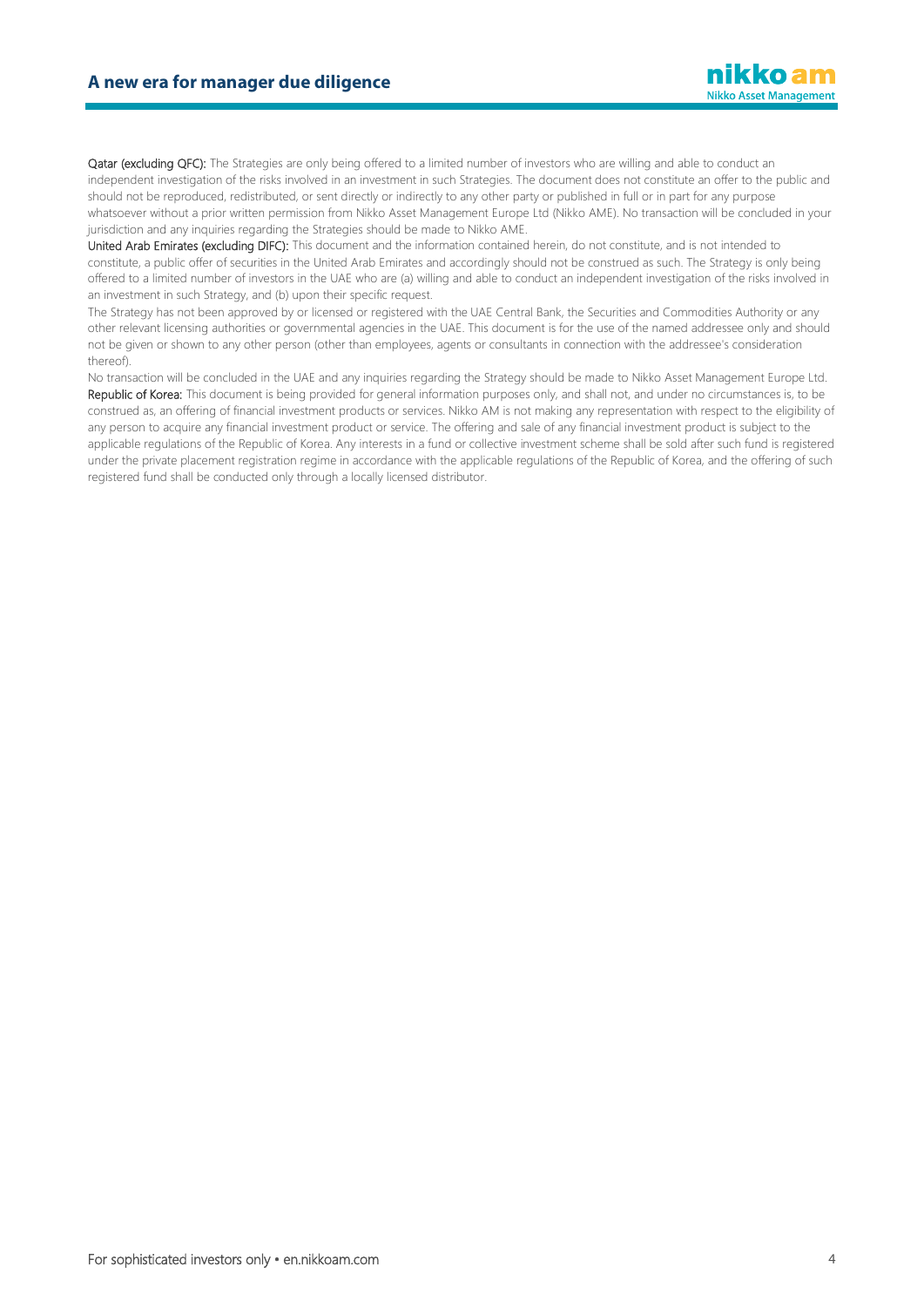**Qatar (excluding QFC):** The Strategies are only being offered to a limited number of investors who are willing and able to conduct an independent investigation of the risks involved in an investment in such Strategies. The document does not constitute an offer to the public and should not be reproduced, redistributed, or sent directly or indirectly to any other party or published in full or in part for any purpose whatsoever without a prior written permission from Nikko Asset Management Europe Ltd (Nikko AME). No transaction will be concluded in your jurisdiction and any inquiries regarding the Strategies should be made to Nikko AME.

**United Arab Emirates (excluding DIFC):** This document and the information contained herein, do not constitute, and is not intended to constitute, a public offer of securities in the United Arab Emirates and accordingly should not be construed as such. The Strategy is only being offered to a limited number of investors in the UAE who are (a) willing and able to conduct an independent investigation of the risks involved in an investment in such Strategy, and (b) upon their specific request.

The Strategy has not been approved by or licensed or registered with the UAE Central Bank, the Securities and Commodities Authority or any other relevant licensing authorities or governmental agencies in the UAE. This document is for the use of the named addressee only and should not be given or shown to any other person (other than employees, agents or consultants in connection with the addressee's consideration thereof).

No transaction will be concluded in the UAE and any inquiries regarding the Strategy should be made to Nikko Asset Management Europe Ltd.

**Republic of Korea:** This document is being provided for general information purposes only, and shall not, and under no circumstances is, to be construed as, an offering of financial investment products or services. Nikko AM is not making any representation with respect to the eligibility of any person to acquire any financial investment product or service. The offering and sale of any financial investment product is subject to the applicable regulations of the Republic of Korea. Any interests in a fund or collective investment scheme shall be sold after such fund is registered under the private placement registration regime in accordance with the applicable regulations of the Republic of Korea, and the offering of such registered fund shall be conducted only through a locally licensed distributor.